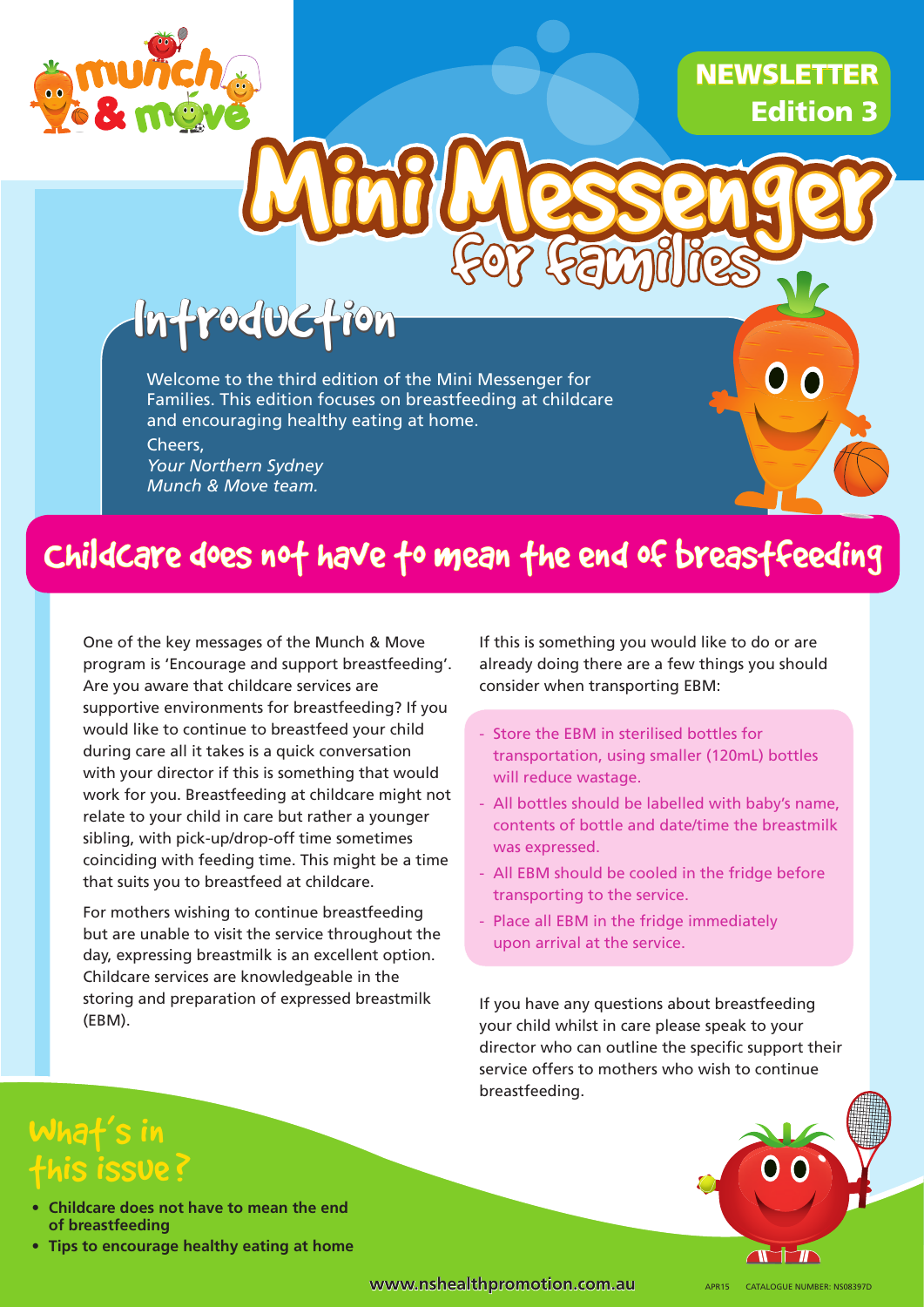munch & move

**NEWSLETTER Edition 3**

# Mini Messenger for Families

## Introduction

Welcome to the third edition of the Mini Messenger for Families. This edition focuses on breastfeeding at childcare and encouraging healthy eating at home.

Cheers,
*Your Northern Sydney Munch & Move team.*

## Childcare does not have to mean the end of breastfeeding

One of the key messages of the Munch & Move program is 'Encourage and support breastfeeding'. Are you aware that childcare services are supportive environments for breastfeeding? If you would like to continue to breastfeed your child during care all it takes is a quick conversation with your director if this is something that would work for you. Breastfeeding at childcare might not relate to your child in care but rather a younger sibling, with pick-up/drop-off time sometimes coinciding with feeding time. This might be a time that suits you to breastfeed at childcare.

For mothers wishing to continue breastfeeding but are unable to visit the service throughout the day, expressing breastmilk is an excellent option. Childcare services are knowledgeable in the storing and preparation of expressed breastmilk (EBM).

If this is something you would like to do or are already doing there are a few things you should consider when transporting EBM:

- Store the EBM in sterilised bottles for transportation, using smaller (120mL) bottles will reduce wastage.
- All bottles should be labelled with baby's name, contents of bottle and date/time the breastmilk was expressed.
- All EBM should be cooled in the fridge before transporting to the service.
- Place all EBM in the fridge immediately upon arrival at the service.

If you have any questions about breastfeeding your child whilst in care please speak to your director who can outline the specific support their service offers to mothers who wish to continue breastfeeding.

## What's in this issue?

- **Childcare does not have to mean the end of breastfeeding**
- **Tips to encourage healthy eating at home**

www.nshealthpromotion.com.au

APR15 CATALOGUE NUMBER: NS08397D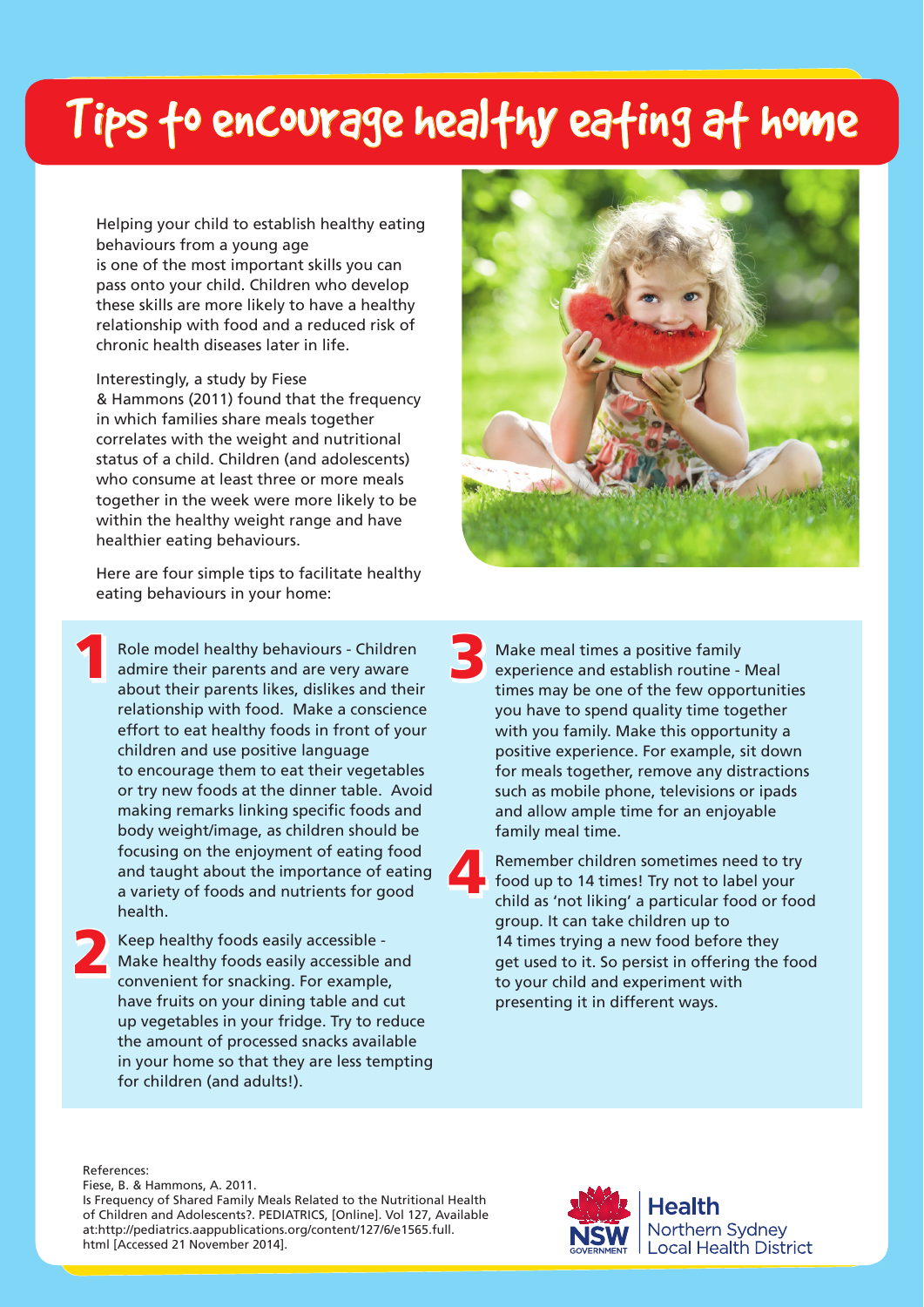# Tips to encourage healthy eating at home

Helping your child to establish healthy eating behaviours from a young age is one of the most important skills you can pass onto your child. Children who develop these skills are more likely to have a healthy relationship with food and a reduced risk of chronic health diseases later in life.

Interestingly, a study by Fiese & Hammons (2011) found that the frequency in which families share meals together correlates with the weight and nutritional status of a child. Children (and adolescents) who consume at least three or more meals together in the week were more likely to be within the healthy weight range and have healthier eating behaviours.

Here are four simple tips to facilitate healthy eating behaviours in your home:

1. Role model healthy behaviours - Children admire their parents and are very aware about their parents likes, dislikes and their relationship with food. Make a conscience effort to eat healthy foods in front of your children and use positive language to encourage them to eat their vegetables or try new foods at the dinner table. Avoid making remarks linking specific foods and body weight/image, as children should be focusing on the enjoyment of eating food and taught about the importance of eating a variety of foods and nutrients for good health.

2. Keep healthy foods easily accessible - Make healthy foods easily accessible and convenient for snacking. For example, have fruits on your dining table and cut up vegetables in your fridge. Try to reduce the amount of processed snacks available in your home so that they are less tempting for children (and adults!).

3. Make meal times a positive family experience and establish routine - Meal times may be one of the few opportunities you have to spend quality time together with you family. Make this opportunity a positive experience. For example, sit down for meals together, remove any distractions such as mobile phone, televisions or ipads and allow ample time for an enjoyable family meal time.

4. Remember children sometimes need to try food up to 14 times! Try not to label your child as 'not liking' a particular food or food group. It can take children up to 14 times trying a new food before they get used to it. So persist in offering the food to your child and experiment with presenting it in different ways.

References:
Fiese, B. & Hammons, A. 2011.
Is Frequency of Shared Family Meals Related to the Nutritional Health of Children and Adolescents?. PEDIATRICS, [Online]. Vol 127, Available at:http://pediatrics.aappublications.org/content/127/6/e1565.full.html [Accessed 21 November 2014].

NSW GOVERNMENT | Health
Northern Sydney Local Health District